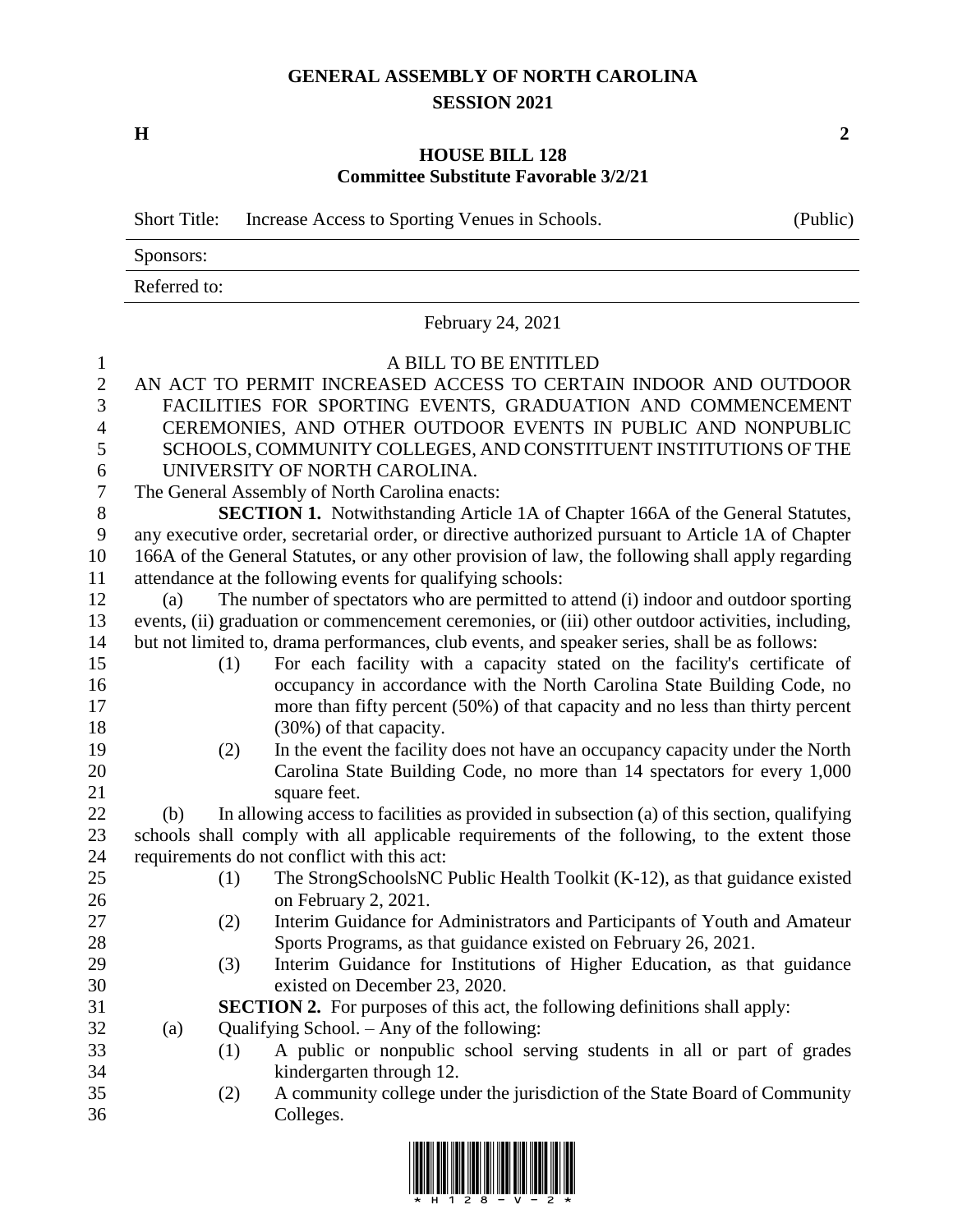# GENERAL ASSEMBLY OF NORTH CAROLINA
## SESSION 2021

**H** **2**

## HOUSE BILL 128
### Committee Substitute Favorable 3/2/21

| Short Title: | Increase Access to Sporting Venues in Schools. | (Public) |
|---|---|---|
| Sponsors: | | |
| Referred to: | | |

February 24, 2021

A BILL TO BE ENTITLED

AN ACT TO PERMIT INCREASED ACCESS TO CERTAIN INDOOR AND OUTDOOR FACILITIES FOR SPORTING EVENTS, GRADUATION AND COMMENCEMENT CEREMONIES, AND OTHER OUTDOOR EVENTS IN PUBLIC AND NONPUBLIC SCHOOLS, COMMUNITY COLLEGES, AND CONSTITUENT INSTITUTIONS OF THE UNIVERSITY OF NORTH CAROLINA.

The General Assembly of North Carolina enacts:

**SECTION 1.** Notwithstanding Article 1A of Chapter 166A of the General Statutes, any executive order, secretarial order, or directive authorized pursuant to Article 1A of Chapter 166A of the General Statutes, or any other provision of law, the following shall apply regarding attendance at the following events for qualifying schools:

(a) The number of spectators who are permitted to attend (i) indoor and outdoor sporting events, (ii) graduation or commencement ceremonies, or (iii) other outdoor activities, including, but not limited to, drama performances, club events, and speaker series, shall be as follows:

(1) For each facility with a capacity stated on the facility's certificate of occupancy in accordance with the North Carolina State Building Code, no more than fifty percent (50%) of that capacity and no less than thirty percent (30%) of that capacity.

(2) In the event the facility does not have an occupancy capacity under the North Carolina State Building Code, no more than 14 spectators for every 1,000 square feet.

(b) In allowing access to facilities as provided in subsection (a) of this section, qualifying schools shall comply with all applicable requirements of the following, to the extent those requirements do not conflict with this act:

(1) The StrongSchoolsNC Public Health Toolkit (K-12), as that guidance existed on February 2, 2021.

(2) Interim Guidance for Administrators and Participants of Youth and Amateur Sports Programs, as that guidance existed on February 26, 2021.

(3) Interim Guidance for Institutions of Higher Education, as that guidance existed on December 23, 2020.

**SECTION 2.** For purposes of this act, the following definitions shall apply:

(a) Qualifying School. – Any of the following:

(1) A public or nonpublic school serving students in all or part of grades kindergarten through 12.

(2) A community college under the jurisdiction of the State Board of Community Colleges.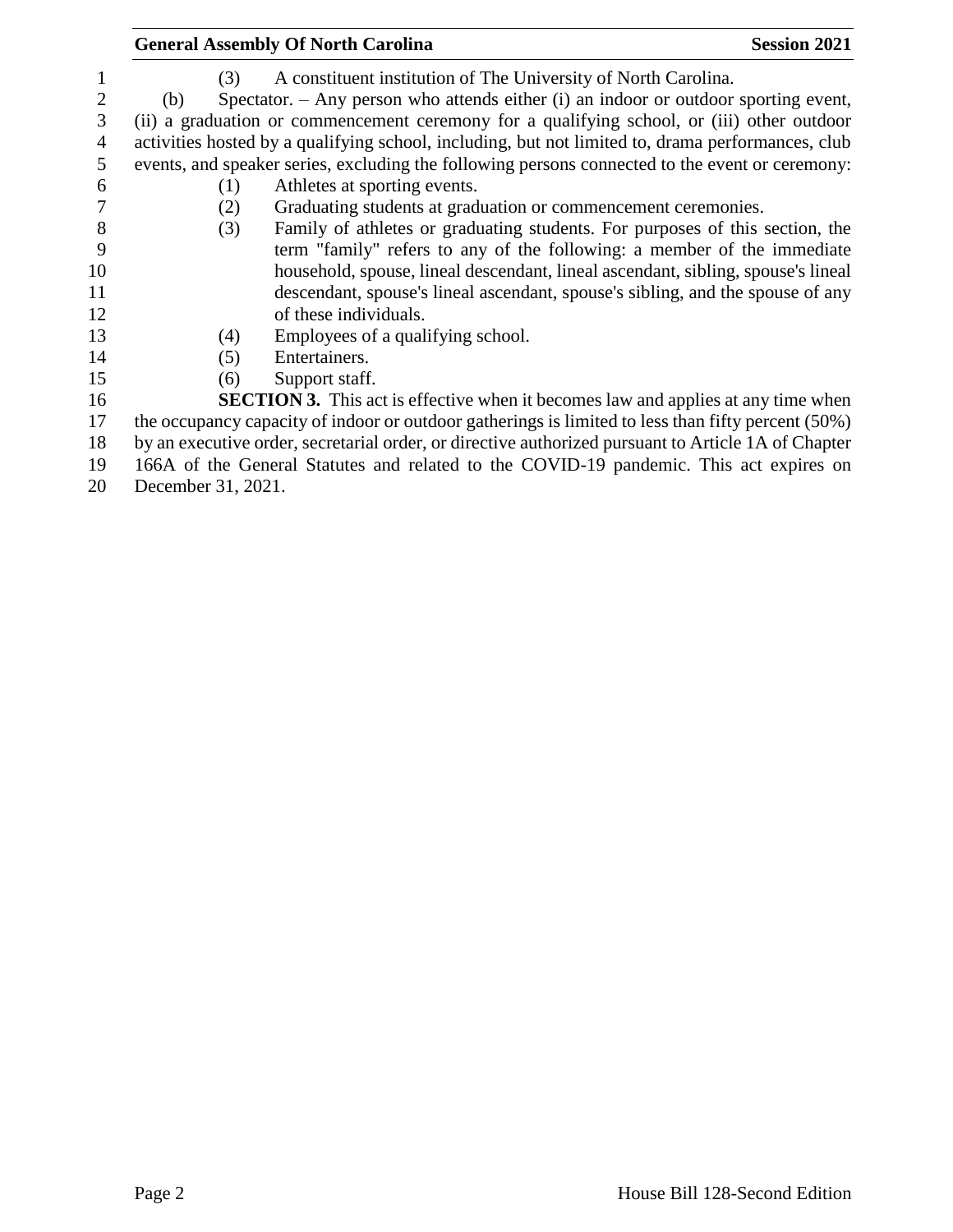(3) A constituent institution of The University of North Carolina.

(b) Spectator. – Any person who attends either (i) an indoor or outdoor sporting event, (ii) a graduation or commencement ceremony for a qualifying school, or (iii) other outdoor activities hosted by a qualifying school, including, but not limited to, drama performances, club events, and speaker series, excluding the following persons connected to the event or ceremony:

(1) Athletes at sporting events.

(2) Graduating students at graduation or commencement ceremonies.

(3) Family of athletes or graduating students. For purposes of this section, the term "family" refers to any of the following: a member of the immediate household, spouse, lineal descendant, lineal ascendant, sibling, spouse's lineal descendant, spouse's lineal ascendant, spouse's sibling, and the spouse of any of these individuals.

(4) Employees of a qualifying school.

(5) Entertainers.

(6) Support staff.

**SECTION 3.** This act is effective when it becomes law and applies at any time when the occupancy capacity of indoor or outdoor gatherings is limited to less than fifty percent (50%) by an executive order, secretarial order, or directive authorized pursuant to Article 1A of Chapter 166A of the General Statutes and related to the COVID-19 pandemic. This act expires on December 31, 2021.